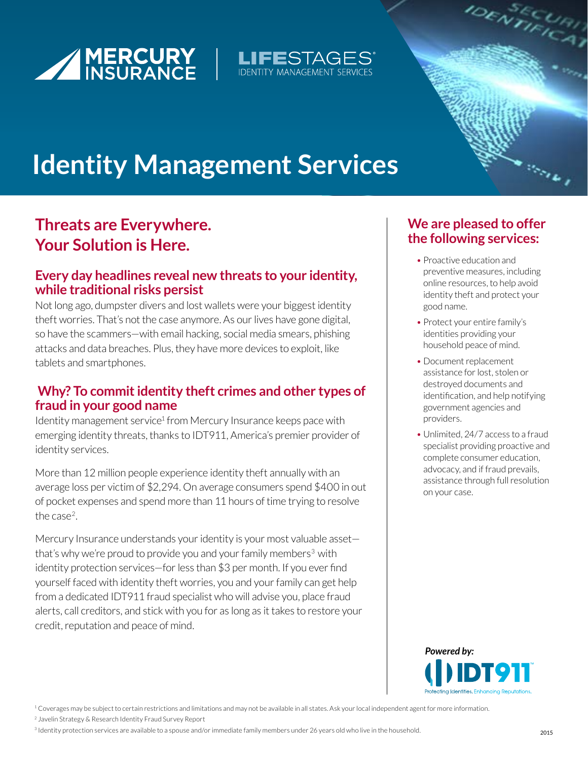MERCURY INSURANCE | LIFESTAGES® IDENTITY MANAGEMENT SERVICES

# Identity Management Services

## Threats are Everywhere. Your Solution is Here.

### Every day headlines reveal new threats to your identity, while traditional risks persist

Not long ago, dumpster divers and lost wallets were your biggest identity theft worries. That's not the case anymore. As our lives have gone digital, so have the scammers—with email hacking, social media smears, phishing attacks and data breaches. Plus, they have more devices to exploit, like tablets and smartphones.

### Why? To commit identity theft crimes and other types of fraud in your good name

Identity management service[1] from Mercury Insurance keeps pace with emerging identity threats, thanks to IDT911, America's premier provider of identity services.

More than 12 million people experience identity theft annually with an average loss per victim of $2,294. On average consumers spend $400 in out of pocket expenses and spend more than 11 hours of time trying to resolve the case[2].

Mercury Insurance understands your identity is your most valuable asset—that's why we're proud to provide you and your family members[3] with identity protection services—for less than $3 per month. If you ever find yourself faced with identity theft worries, you and your family can get help from a dedicated IDT911 fraud specialist who will advise you, place fraud alerts, call creditors, and stick with you for as long as it takes to restore your credit, reputation and peace of mind.

## We are pleased to offer the following services:

- Proactive education and preventive measures, including online resources, to help avoid identity theft and protect your good name.
- Protect your entire family's identities providing your household peace of mind.
- Document replacement assistance for lost, stolen or destroyed documents and identification, and help notifying government agencies and providers.
- Unlimited, 24/7 access to a fraud specialist providing proactive and complete consumer education, advocacy, and if fraud prevails, assistance through full resolution on your case.

*Powered by:* IDT911™ Protecting Identities. Enhancing Reputations.

[1] Coverages may be subject to certain restrictions and limitations and may not be available in all states. Ask your local independent agent for more information.

[2] Javelin Strategy & Research Identity Fraud Survey Report

[3] Identity protection services are available to a spouse and/or immediate family members under 26 years old who live in the household.

2015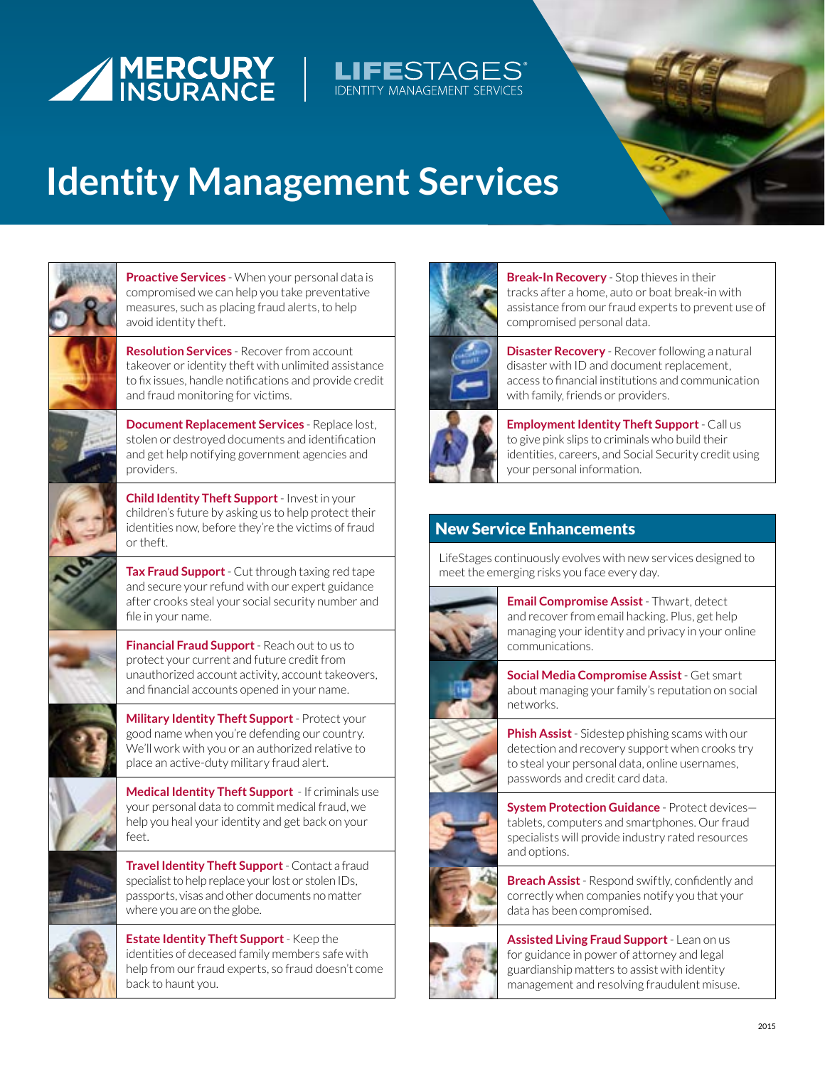MERCURY INSURANCE | LIFESTAGES® IDENTITY MANAGEMENT SERVICES

# Identity Management Services

**Proactive Services** - When your personal data is compromised we can help you take preventative measures, such as placing fraud alerts, to help avoid identity theft.

**Resolution Services** - Recover from account takeover or identity theft with unlimited assistance to fix issues, handle notifications and provide credit and fraud monitoring for victims.

**Document Replacement Services** - Replace lost, stolen or destroyed documents and identification and get help notifying government agencies and providers.

**Child Identity Theft Support** - Invest in your children's future by asking us to help protect their identities now, before they're the victims of fraud or theft.

**Tax Fraud Support** - Cut through taxing red tape and secure your refund with our expert guidance after crooks steal your social security number and file in your name.

**Financial Fraud Support** - Reach out to us to protect your current and future credit from unauthorized account activity, account takeovers, and financial accounts opened in your name.

**Military Identity Theft Support** - Protect your good name when you're defending our country. We'll work with you or an authorized relative to place an active-duty military fraud alert.

**Medical Identity Theft Support** - If criminals use your personal data to commit medical fraud, we help you heal your identity and get back on your feet.

**Travel Identity Theft Support** - Contact a fraud specialist to help replace your lost or stolen IDs, passports, visas and other documents no matter where you are on the globe.

**Estate Identity Theft Support** - Keep the identities of deceased family members safe with help from our fraud experts, so fraud doesn't come back to haunt you.

**Break-In Recovery** - Stop thieves in their tracks after a home, auto or boat break-in with assistance from our fraud experts to prevent use of compromised personal data.

**Disaster Recovery** - Recover following a natural disaster with ID and document replacement, access to financial institutions and communication with family, friends or providers.

**Employment Identity Theft Support** - Call us to give pink slips to criminals who build their identities, careers, and Social Security credit using your personal information.

## New Service Enhancements

LifeStages continuously evolves with new services designed to meet the emerging risks you face every day.

**Email Compromise Assist** - Thwart, detect and recover from email hacking. Plus, get help managing your identity and privacy in your online communications.

**Social Media Compromise Assist** - Get smart about managing your family's reputation on social networks.

**Phish Assist** - Sidestep phishing scams with our detection and recovery support when crooks try to steal your personal data, online usernames, passwords and credit card data.

**System Protection Guidance** - Protect devices—tablets, computers and smartphones. Our fraud specialists will provide industry rated resources and options.

**Breach Assist** - Respond swiftly, confidently and correctly when companies notify you that your data has been compromised.

**Assisted Living Fraud Support** - Lean on us for guidance in power of attorney and legal guardianship matters to assist with identity management and resolving fraudulent misuse.

2015